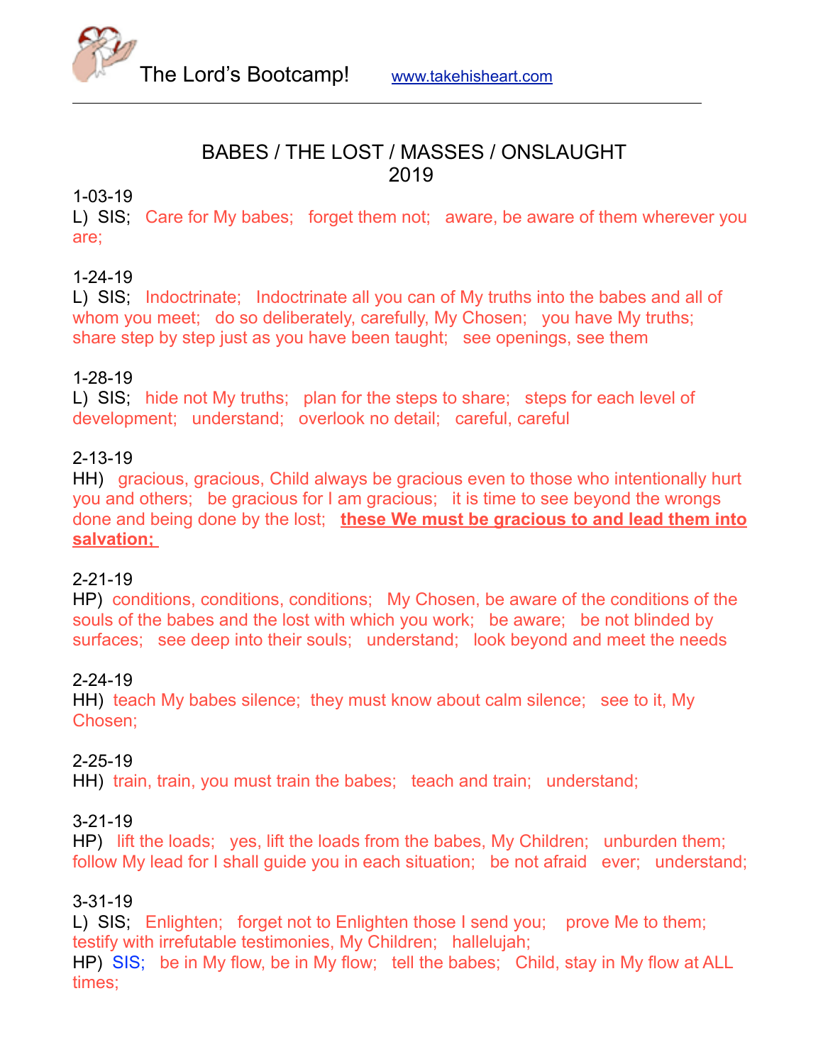The Lord's Bootcamp! www.takehisheart.com

---

## BABES / THE LOST / MASSES / ONSLAUGHT
## 2019

1-03-19
L) SIS; Care for My babes; forget them not; aware, be aware of them wherever you are;

1-24-19
L) SIS; Indoctrinate; Indoctrinate all you can of My truths into the babes and all of whom you meet; do so deliberately, carefully, My Chosen; you have My truths; share step by step just as you have been taught; see openings, see them

1-28-19
L) SIS; hide not My truths; plan for the steps to share; steps for each level of development; understand; overlook no detail; careful, careful

2-13-19
HH) gracious, gracious, Child always be gracious even to those who intentionally hurt you and others; be gracious for I am gracious; it is time to see beyond the wrongs done and being done by the lost; **these We must be gracious to and lead them into salvation;**

2-21-19
HP) conditions, conditions, conditions; My Chosen, be aware of the conditions of the souls of the babes and the lost with which you work; be aware; be not blinded by surfaces; see deep into their souls; understand; look beyond and meet the needs

2-24-19
HH) teach My babes silence; they must know about calm silence; see to it, My Chosen;

2-25-19
HH) train, train, you must train the babes; teach and train; understand;

3-21-19
HP) lift the loads; yes, lift the loads from the babes, My Children; unburden them; follow My lead for I shall guide you in each situation; be not afraid ever; understand;

3-31-19
L) SIS; Enlighten; forget not to Enlighten those I send you; prove Me to them; testify with irrefutable testimonies, My Children; hallelujah;
HP) SIS; be in My flow, be in My flow; tell the babes; Child, stay in My flow at ALL times;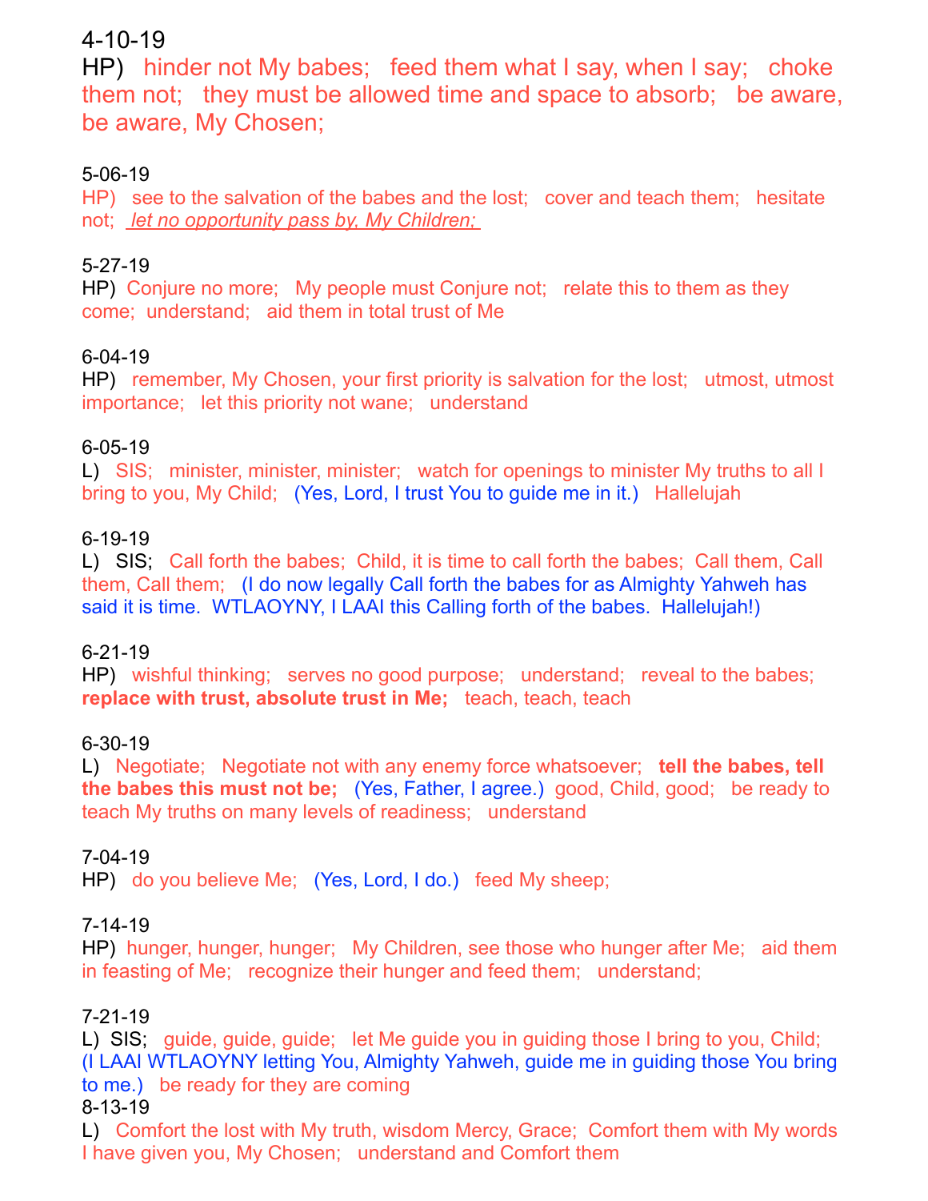4-10-19

HP) hinder not My babes; feed them what I say, when I say; choke them not; they must be allowed time and space to absorb; be aware, be aware, My Chosen;

5-06-19

HP) see to the salvation of the babes and the lost; cover and teach them; hesitate not; *let no opportunity pass by, My Children;*

5-27-19

HP) Conjure no more; My people must Conjure not; relate this to them as they come; understand; aid them in total trust of Me

6-04-19

HP) remember, My Chosen, your first priority is salvation for the lost; utmost, utmost importance; let this priority not wane; understand

6-05-19

L) SIS; minister, minister, minister; watch for openings to minister My truths to all I bring to you, My Child; (Yes, Lord, I trust You to guide me in it.) Hallelujah

6-19-19

L) SIS; Call forth the babes; Child, it is time to call forth the babes; Call them, Call them, Call them; (I do now legally Call forth the babes for as Almighty Yahweh has said it is time. WTLAOYNY, I LAAI this Calling forth of the babes. Hallelujah!)

6-21-19

HP) wishful thinking; serves no good purpose; understand; reveal to the babes; **replace with trust, absolute trust in Me;** teach, teach, teach

6-30-19

L) Negotiate; Negotiate not with any enemy force whatsoever; **tell the babes, tell the babes this must not be;** (Yes, Father, I agree.) good, Child, good; be ready to teach My truths on many levels of readiness; understand

7-04-19

HP) do you believe Me; (Yes, Lord, I do.) feed My sheep;

7-14-19

HP) hunger, hunger, hunger; My Children, see those who hunger after Me; aid them in feasting of Me; recognize their hunger and feed them; understand;

7-21-19

L) SIS; guide, guide, guide; let Me guide you in guiding those I bring to you, Child; (I LAAI WTLAOYNY letting You, Almighty Yahweh, guide me in guiding those You bring to me.) be ready for they are coming

8-13-19

L) Comfort the lost with My truth, wisdom Mercy, Grace; Comfort them with My words I have given you, My Chosen; understand and Comfort them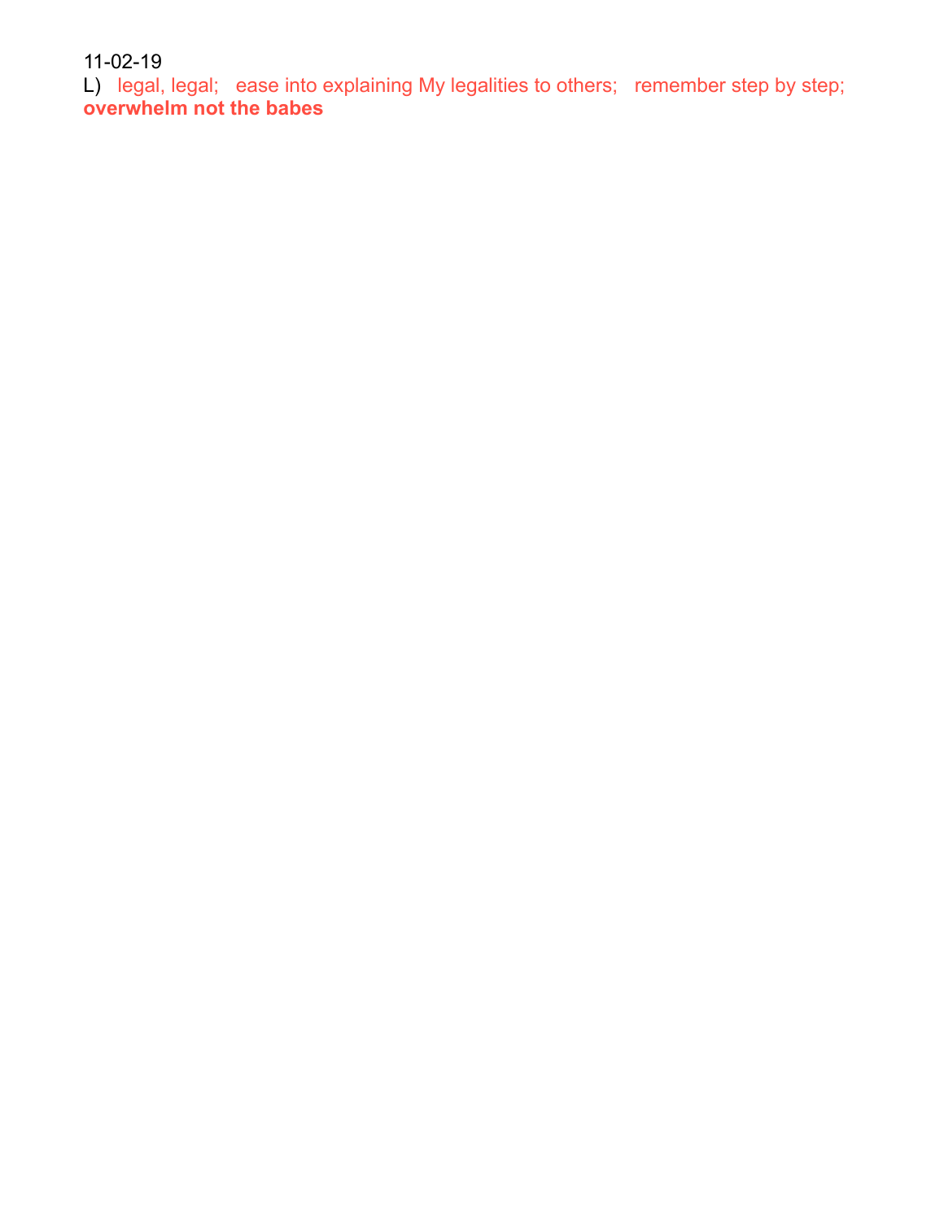11-02-19

L) legal, legal; ease into explaining My legalities to others; remember step by step; **overwhelm not the babes**